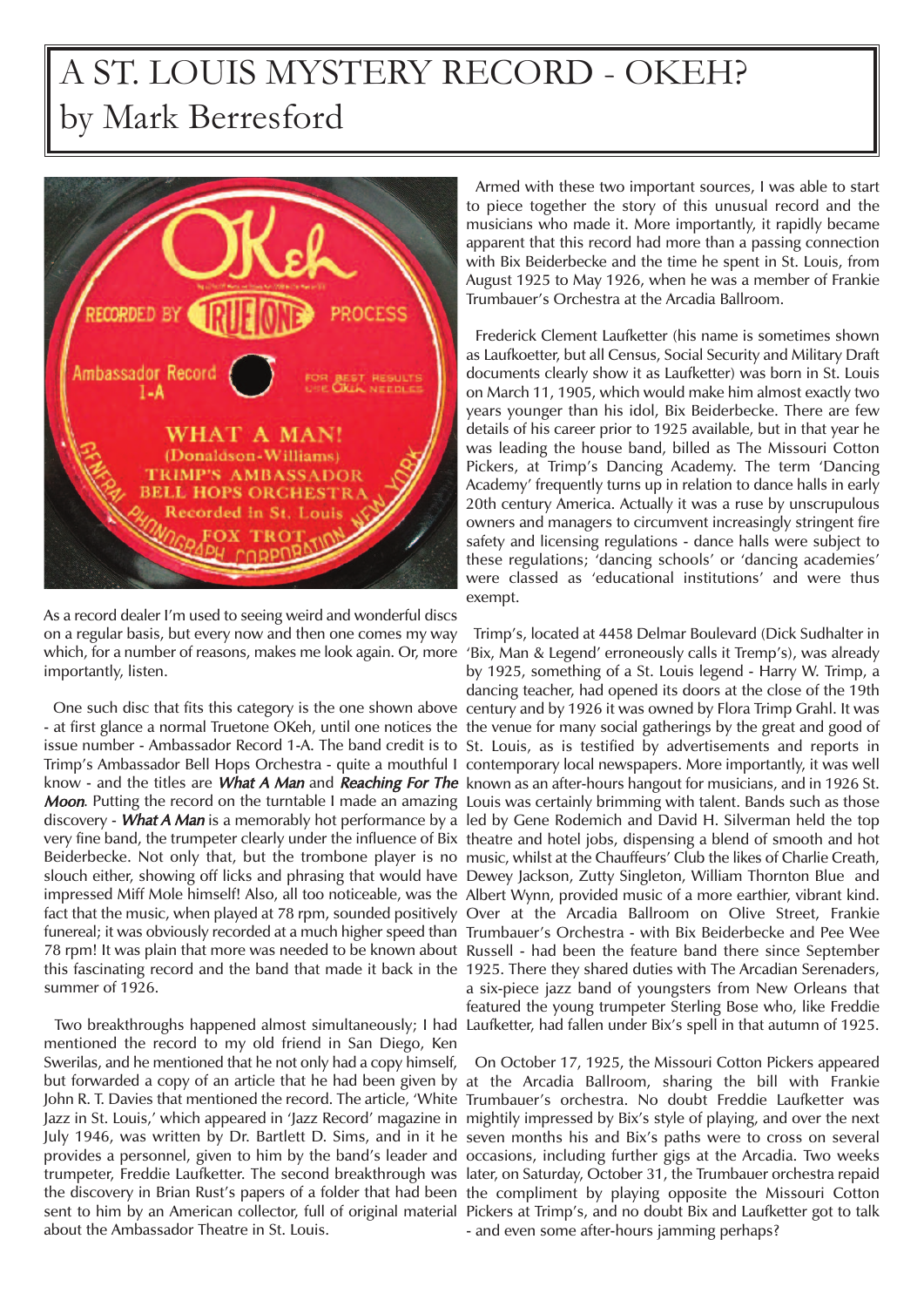# A ST. LOUIS MYSTERY RECORD - OKEH?
by Mark Berresford

As a record dealer I'm used to seeing weird and wonderful discs on a regular basis, but every now and then one comes my way which, for a number of reasons, makes me look again. Or, more importantly, listen.

One such disc that fits this category is the one shown above - at first glance a normal Truetone OKeh, until one notices the issue number - Ambassador Record 1-A. The band credit is to Trimp's Ambassador Bell Hops Orchestra - quite a mouthful I know - and the titles are ***What A Man*** and ***Reaching For The Moon***. Putting the record on the turntable I made an amazing discovery - ***What A Man*** is a memorably hot performance by a very fine band, the trumpeter clearly under the influence of Bix Beiderbecke. Not only that, but the trombone player is no slouch either, showing off licks and phrasing that would have impressed Miff Mole himself! Also, all too noticeable, was the fact that the music, when played at 78 rpm, sounded positively funereal; it was obviously recorded at a much higher speed than 78 rpm! It was plain that more was needed to be known about this fascinating record and the band that made it back in the summer of 1926.

Two breakthroughs happened almost simultaneously; I had mentioned the record to my old friend in San Diego, Ken Swerilas, and he mentioned that he not only had a copy himself, but forwarded a copy of an article that he had been given by John R. T. Davies that mentioned the record. The article, 'White Jazz in St. Louis,' which appeared in 'Jazz Record' magazine in July 1946, was written by Dr. Bartlett D. Sims, and in it he provides a personnel, given to him by the band's leader and trumpeter, Freddie Laufketter. The second breakthrough was the discovery in Brian Rust's papers of a folder that had been sent to him by an American collector, full of original material about the Ambassador Theatre in St. Louis.

Armed with these two important sources, I was able to start to piece together the story of this unusual record and the musicians who made it. More importantly, it rapidly became apparent that this record had more than a passing connection with Bix Beiderbecke and the time he spent in St. Louis, from August 1925 to May 1926, when he was a member of Frankie Trumbauer's Orchestra at the Arcadia Ballroom.

Frederick Clement Laufketter (his name is sometimes shown as Laufkoetter, but all Census, Social Security and Military Draft documents clearly show it as Laufketter) was born in St. Louis on March 11, 1905, which would make him almost exactly two years younger than his idol, Bix Beiderbecke. There are few details of his career prior to 1925 available, but in that year he was leading the house band, billed as The Missouri Cotton Pickers, at Trimp's Dancing Academy. The term 'Dancing Academy' frequently turns up in relation to dance halls in early 20th century America. Actually it was a ruse by unscrupulous owners and managers to circumvent increasingly stringent fire safety and licensing regulations - dance halls were subject to these regulations; 'dancing schools' or 'dancing academies' were classed as 'educational institutions' and were thus exempt.

Trimp's, located at 4458 Delmar Boulevard (Dick Sudhalter in 'Bix, Man & Legend' erroneously calls it Tremp's), was already by 1925, something of a St. Louis legend - Harry W. Trimp, a dancing teacher, had opened its doors at the close of the 19th century and by 1926 it was owned by Flora Trimp Grahl. It was the venue for many social gatherings by the great and good of St. Louis, as is testified by advertisements and reports in contemporary local newspapers. More importantly, it was well known as an after-hours hangout for musicians, and in 1926 St. Louis was certainly brimming with talent. Bands such as those led by Gene Rodemich and David H. Silverman held the top theatre and hotel jobs, dispensing a blend of smooth and hot music, whilst at the Chauffeurs' Club the likes of Charlie Creath, Dewey Jackson, Zutty Singleton, William Thornton Blue and Albert Wynn, provided music of a more earthier, vibrant kind. Over at the Arcadia Ballroom on Olive Street, Frankie Trumbauer's Orchestra - with Bix Beiderbecke and Pee Wee Russell - had been the feature band there since September 1925. There they shared duties with The Arcadian Serenaders, a six-piece jazz band of youngsters from New Orleans that featured the young trumpeter Sterling Bose who, like Freddie Laufketter, had fallen under Bix's spell in that autumn of 1925.

On October 17, 1925, the Missouri Cotton Pickers appeared at the Arcadia Ballroom, sharing the bill with Frankie Trumbauer's orchestra. No doubt Freddie Laufketter was mightily impressed by Bix's style of playing, and over the next seven months his and Bix's paths were to cross on several occasions, including further gigs at the Arcadia. Two weeks later, on Saturday, October 31, the Trumbauer orchestra repaid the compliment by playing opposite the Missouri Cotton Pickers at Trimp's, and no doubt Bix and Laufketter got to talk - and even some after-hours jamming perhaps?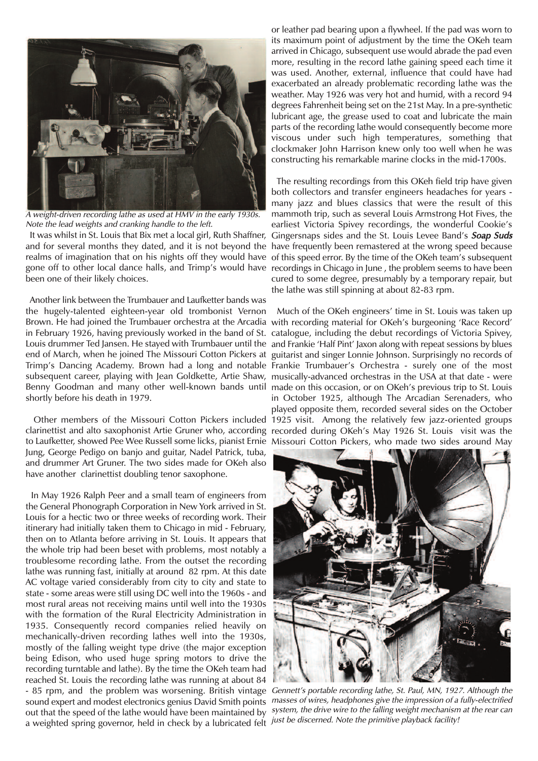*A weight-driven recording lathe as used at HMV in the early 1930s. Note the lead weights and cranking handle to the left.*

It was whilst in St. Louis that Bix met a local girl, Ruth Shaffner, and for several months they dated, and it is not beyond the realms of imagination that on his nights off they would have gone off to other local dance halls, and Trimp's would have been one of their likely choices.

Another link between the Trumbauer and Laufketter bands was the hugely-talented eighteen-year old trombonist Vernon Brown. He had joined the Trumbauer orchestra at the Arcadia in February 1926, having previously worked in the band of St. Louis drummer Ted Jansen. He stayed with Trumbauer until the end of March, when he joined The Missouri Cotton Pickers at Trimp's Dancing Academy. Brown had a long and notable subsequent career, playing with Jean Goldkette, Artie Shaw, Benny Goodman and many other well-known bands until shortly before his death in 1979.

Other members of the Missouri Cotton Pickers included clarinettist and alto saxophonist Artie Gruner who, according to Laufketter, showed Pee Wee Russell some licks, pianist Ernie Jung, George Pedigo on banjo and guitar, Nadel Patrick, tuba, and drummer Art Gruner. The two sides made for OKeh also have another clarinettist doubling tenor saxophone.

In May 1926 Ralph Peer and a small team of engineers from the General Phonograph Corporation in New York arrived in St. Louis for a hectic two or three weeks of recording work. Their itinerary had initially taken them to Chicago in mid - February, then on to Atlanta before arriving in St. Louis. It appears that the whole trip had been beset with problems, most notably a troublesome recording lathe. From the outset the recording lathe was running fast, initially at around 82 rpm. At this date AC voltage varied considerably from city to city and state to state - some areas were still using DC well into the 1960s - and most rural areas not receiving mains until well into the 1930s with the formation of the Rural Electricity Administration in 1935. Consequently record companies relied heavily on mechanically-driven recording lathes well into the 1930s, mostly of the falling weight type drive (the major exception being Edison, who used huge spring motors to drive the recording turntable and lathe). By the time the OKeh team had reached St. Louis the recording lathe was running at about 84 - 85 rpm, and the problem was worsening. British vintage sound expert and modest electronics genius David Smith points out that the speed of the lathe would have been maintained by a weighted spring governor, held in check by a lubricated felt or leather pad bearing upon a flywheel. If the pad was worn to its maximum point of adjustment by the time the OKeh team arrived in Chicago, subsequent use would abrade the pad even more, resulting in the record lathe gaining speed each time it was used. Another, external, influence that could have had exacerbated an already problematic recording lathe was the weather. May 1926 was very hot and humid, with a record 94 degrees Fahrenheit being set on the 21st May. In a pre-synthetic lubricant age, the grease used to coat and lubricate the main parts of the recording lathe would consequently become more viscous under such high temperatures, something that clockmaker John Harrison knew only too well when he was constructing his remarkable marine clocks in the mid-1700s.

The resulting recordings from this OKeh field trip have given both collectors and transfer engineers headaches for years - many jazz and blues classics that were the result of this mammoth trip, such as several Louis Armstrong Hot Fives, the earliest Victoria Spivey recordings, the wonderful Cookie's Gingersnaps sides and the St. Louis Levee Band's ***Soap Suds*** have frequently been remastered at the wrong speed because of this speed error. By the time of the OKeh team's subsequent recordings in Chicago in June , the problem seems to have been cured to some degree, presumably by a temporary repair, but the lathe was still spinning at about 82-83 rpm.

Much of the OKeh engineers' time in St. Louis was taken up with recording material for OKeh's burgeoning 'Race Record' catalogue, including the debut recordings of Victoria Spivey, and Frankie 'Half Pint' Jaxon along with repeat sessions by blues guitarist and singer Lonnie Johnson. Surprisingly no records of Frankie Trumbauer's Orchestra - surely one of the most musically-advanced orchestras in the USA at that date - were made on this occasion, or on OKeh's previous trip to St. Louis in October 1925, although The Arcadian Serenaders, who played opposite them, recorded several sides on the October 1925 visit. Among the relatively few jazz-oriented groups recorded during OKeh's May 1926 St. Louis visit was the Missouri Cotton Pickers, who made two sides around May

*Gennett's portable recording lathe, St. Paul, MN, 1927. Although the masses of wires, headphones give the impression of a fully-electrified system, the drive wire to the falling weight mechanism at the rear can just be discerned. Note the primitive playback facility!*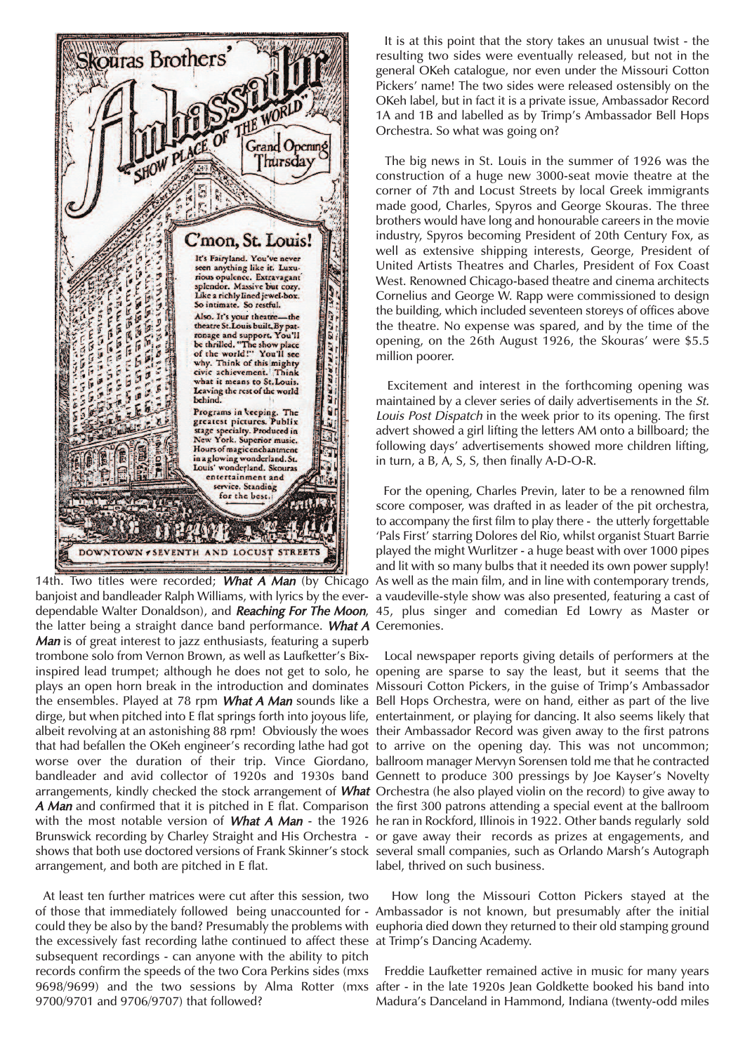Skouras Brothers' Ambassador SHOW PLACE OF THE WORLD — Grand Opening Thursday

C'mon, St. Louis!

It's Fairyland. You've never seen anything like it. Luxurious opulence. Extravagant splendor. Massive but cozy. Like a richly lined jewel-box. So intimate. So restful.

Also. It's your theatre—the theatre St. Louis built. By patronage and support. You'll be thrilled. "The show place of the world!" You'll see why. Think of this mighty civic achievement. Think what it means to St. Louis. Leaving the rest of the world behind.

Programs in keeping. The greatest pictures. Publix stage specialty. Produced in New York. Superior music. Hours of magic enchantment in a glowing wonderland. St. Louis' wonderland. Skouras entertainment and service. Standing for the best.

DOWNTOWN • SEVENTH AND LOCUST STREETS

14th. Two titles were recorded; ***What A Man*** (by Chicago banjoist and bandleader Ralph Williams, with lyrics by the ever-dependable Walter Donaldson), and ***Reaching For The Moon***, the latter being a straight dance band performance. ***What A Man*** is of great interest to jazz enthusiasts, featuring a superb trombone solo from Vernon Brown, as well as Laufketter's Bix-inspired lead trumpet; although he does not get to solo, he plays an open horn break in the introduction and dominates the ensembles. Played at 78 rpm ***What A Man*** sounds like a dirge, but when pitched into E flat springs forth into joyous life, albeit revolving at an astonishing 88 rpm! Obviously the woes that had befallen the OKeh engineer's recording lathe had got worse over the duration of their trip. Vince Giordano, bandleader and avid collector of 1920s and 1930s band arrangements, kindly checked the stock arrangement of ***What A Man*** and confirmed that it is pitched in E flat. Comparison with the most notable version of ***What A Man*** - the 1926 Brunswick recording by Charley Straight and His Orchestra - shows that both use doctored versions of Frank Skinner's stock arrangement, and both are pitched in E flat.

At least ten further matrices were cut after this session, two of those that immediately followed being unaccounted for - could they be also by the band? Presumably the problems with the excessively fast recording lathe continued to affect these subsequent recordings - can anyone with the ability to pitch records confirm the speeds of the two Cora Perkins sides (mxs 9698/9699) and the two sessions by Alma Rotter (mxs 9700/9701 and 9706/9707) that followed?

It is at this point that the story takes an unusual twist - the resulting two sides were eventually released, but not in the general OKeh catalogue, nor even under the Missouri Cotton Pickers' name! The two sides were released ostensibly on the OKeh label, but in fact it is a private issue, Ambassador Record 1A and 1B and labelled as by Trimp's Ambassador Bell Hops Orchestra. So what was going on?

The big news in St. Louis in the summer of 1926 was the construction of a huge new 3000-seat movie theatre at the corner of 7th and Locust Streets by local Greek immigrants made good, Charles, Spyros and George Skouras. The three brothers would have long and honourable careers in the movie industry, Spyros becoming President of 20th Century Fox, as well as extensive shipping interests, George, President of United Artists Theatres and Charles, President of Fox Coast West. Renowned Chicago-based theatre and cinema architects Cornelius and George W. Rapp were commissioned to design the building, which included seventeen storeys of offices above the theatre. No expense was spared, and by the time of the opening, on the 26th August 1926, the Skouras' were $5.5 million poorer.

Excitement and interest in the forthcoming opening was maintained by a clever series of daily advertisements in the *St. Louis Post Dispatch* in the week prior to its opening. The first advert showed a girl lifting the letters AM onto a billboard; the following days' advertisements showed more children lifting, in turn, a B, A, S, S, then finally A-D-O-R.

For the opening, Charles Previn, later to be a renowned film score composer, was drafted in as leader of the pit orchestra, to accompany the first film to play there - the utterly forgettable 'Pals First' starring Dolores del Rio, whilst organist Stuart Barrie played the might Wurlitzer - a huge beast with over 1000 pipes and lit with so many bulbs that it needed its own power supply! As well as the main film, and in line with contemporary trends, a vaudeville-style show was also presented, featuring a cast of 45, plus singer and comedian Ed Lowry as Master or Ceremonies.

Local newspaper reports giving details of performers at the opening are sparse to say the least, but it seems that the Missouri Cotton Pickers, in the guise of Trimp's Ambassador Bell Hops Orchestra, were on hand, either as part of the live entertainment, or playing for dancing. It also seems likely that their Ambassador Record was given away to the first patrons to arrive on the opening day. This was not uncommon; ballroom manager Mervyn Sorensen told me that he contracted Gennett to produce 300 pressings by Joe Kayser's Novelty Orchestra (he also played violin on the record) to give away to the first 300 patrons attending a special event at the ballroom he ran in Rockford, Illinois in 1922. Other bands regularly sold or gave away their records as prizes at engagements, and several small companies, such as Orlando Marsh's Autograph label, thrived on such business.

How long the Missouri Cotton Pickers stayed at the Ambassador is not known, but presumably after the initial euphoria died down they returned to their old stamping ground at Trimp's Dancing Academy.

Freddie Laufketter remained active in music for many years after - in the late 1920s Jean Goldkette booked his band into Madura's Danceland in Hammond, Indiana (twenty-odd miles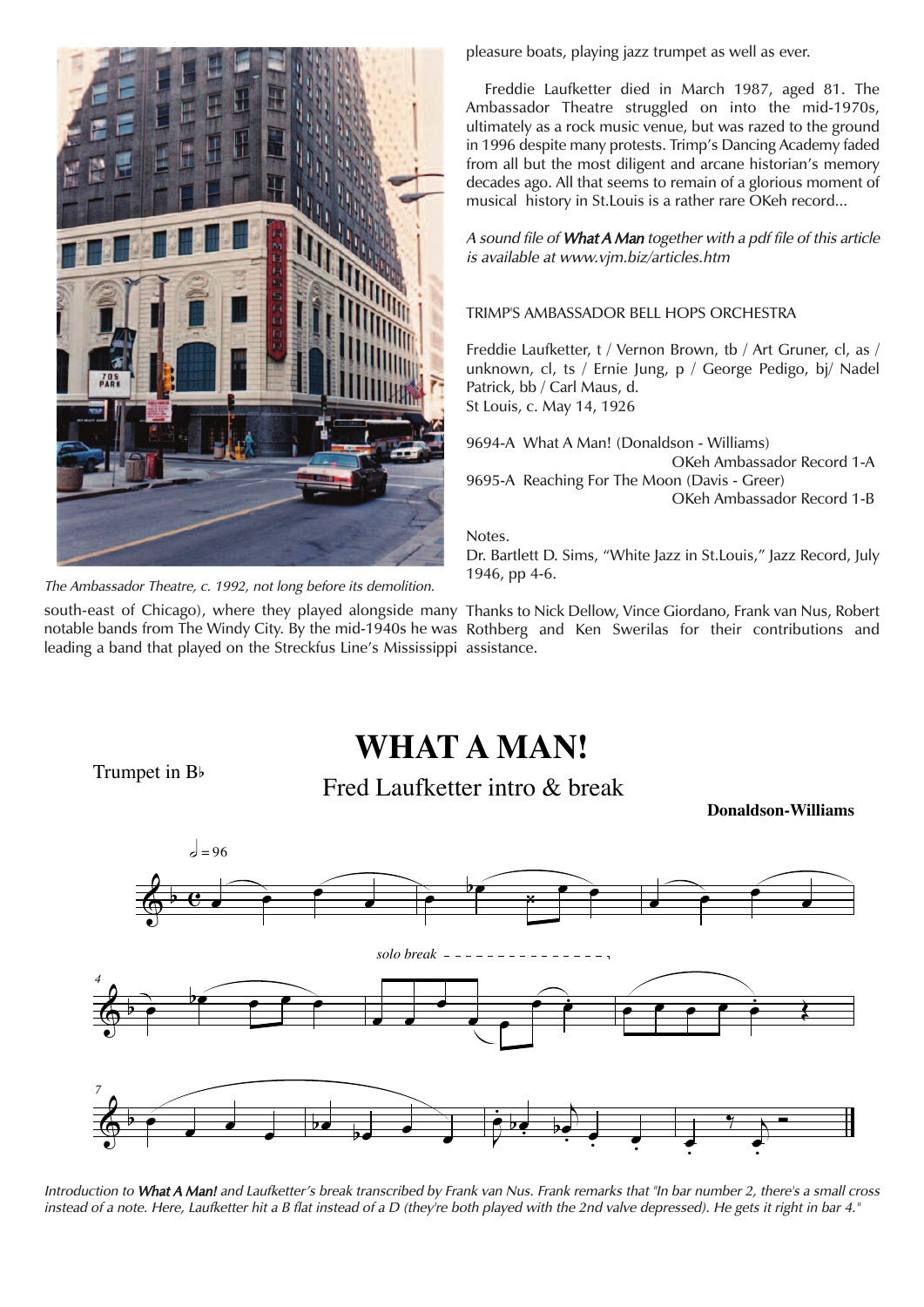*The Ambassador Theatre, c. 1992, not long before its demolition.*

south-east of Chicago), where they played alongside many notable bands from The Windy City. By the mid-1940s he was leading a band that played on the Streckfus Line's Mississippi pleasure boats, playing jazz trumpet as well as ever.

Freddie Laufketter died in March 1987, aged 81. The Ambassador Theatre struggled on into the mid-1970s, ultimately as a rock music venue, but was razed to the ground in 1996 despite many protests. Trimp's Dancing Academy faded from all but the most diligent and arcane historian's memory decades ago. All that seems to remain of a glorious moment of musical history in St.Louis is a rather rare OKeh record...

*A sound file of **What A Man** together with a pdf file of this article is available at www.vjm.biz/articles.htm*

TRIMP'S AMBASSADOR BELL HOPS ORCHESTRA

Freddie Laufketter, t / Vernon Brown, tb / Art Gruner, cl, as / unknown, cl, ts / Ernie Jung, p / George Pedigo, bj/ Nadel Patrick, bb / Carl Maus, d.
St Louis, c. May 14, 1926

9694-A What A Man! (Donaldson - Williams)
OKeh Ambassador Record 1-A
9695-A Reaching For The Moon (Davis - Greer)
OKeh Ambassador Record 1-B

Notes.
Dr. Bartlett D. Sims, "White Jazz in St.Louis," Jazz Record, July 1946, pp 4-6.

Thanks to Nick Dellow, Vince Giordano, Frank van Nus, Robert Rothberg and Ken Swerilas for their contributions and assistance.

# WHAT A MAN!

Trumpet in B♭

Fred Laufketter intro & break

**Donaldson-Williams**

*Introduction to **What A Man!** and Laufketter's break transcribed by Frank van Nus. Frank remarks that "In bar number 2, there's a small cross instead of a note. Here, Laufketter hit a B flat instead of a D (they're both played with the 2nd valve depressed). He gets it right in bar 4."*